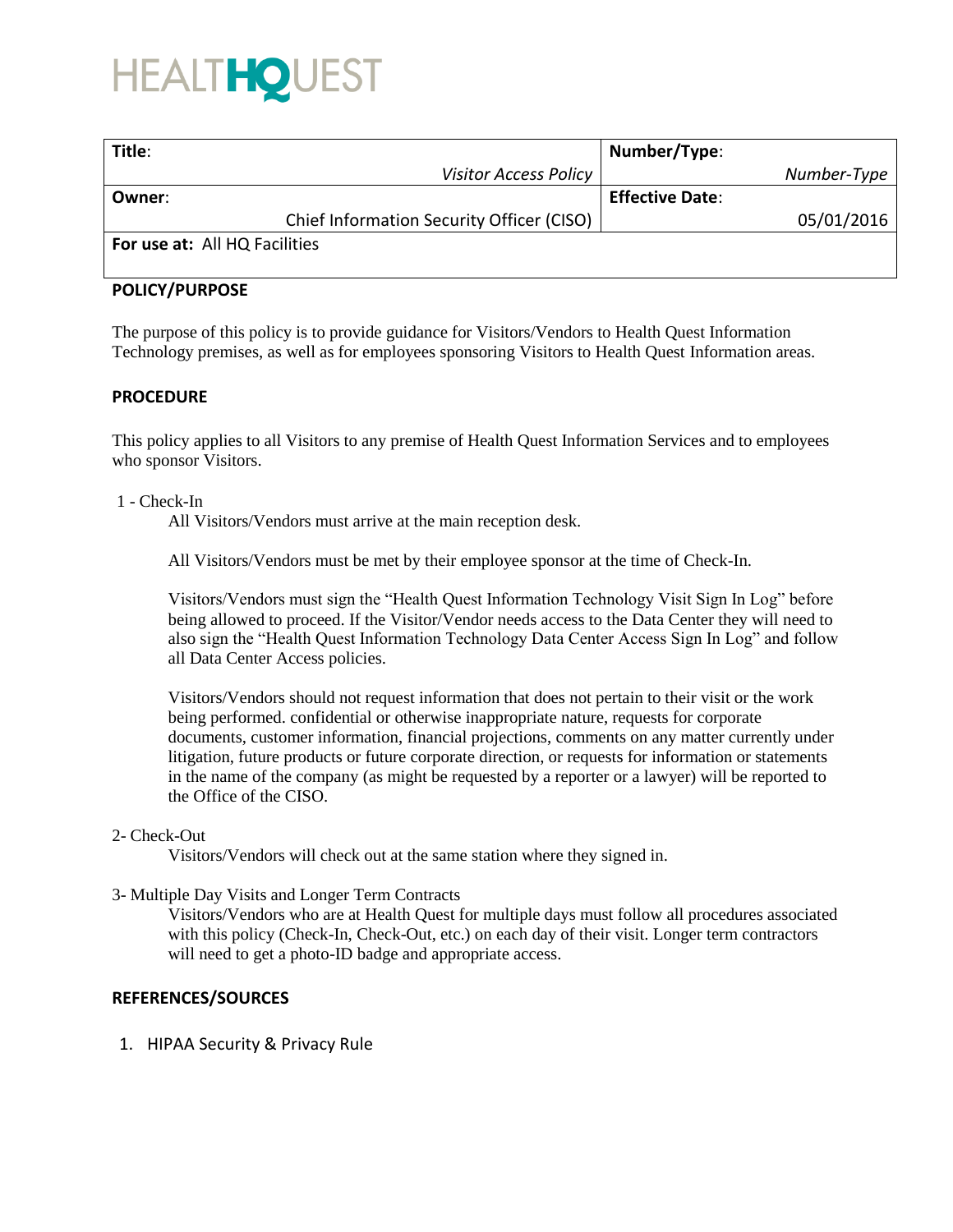HEALTHQUEST

| Title: | Number/Type: |
|---|---|
| *Visitor Access Policy* | *Number-Type* |
| **Owner**: | **Effective Date**: |
| Chief Information Security Officer (CISO) | 05/01/2016 |
| **For use at:** All HQ Facilities | |

## POLICY/PURPOSE

The purpose of this policy is to provide guidance for Visitors/Vendors to Health Quest Information Technology premises, as well as for employees sponsoring Visitors to Health Quest Information areas.

## PROCEDURE

This policy applies to all Visitors to any premise of Health Quest Information Services and to employees who sponsor Visitors.

1 - Check-In

All Visitors/Vendors must arrive at the main reception desk.

All Visitors/Vendors must be met by their employee sponsor at the time of Check-In.

Visitors/Vendors must sign the "Health Quest Information Technology Visit Sign In Log" before being allowed to proceed. If the Visitor/Vendor needs access to the Data Center they will need to also sign the "Health Quest Information Technology Data Center Access Sign In Log" and follow all Data Center Access policies.

Visitors/Vendors should not request information that does not pertain to their visit or the work being performed. confidential or otherwise inappropriate nature, requests for corporate documents, customer information, financial projections, comments on any matter currently under litigation, future products or future corporate direction, or requests for information or statements in the name of the company (as might be requested by a reporter or a lawyer) will be reported to the Office of the CISO.

2- Check-Out

Visitors/Vendors will check out at the same station where they signed in.

3- Multiple Day Visits and Longer Term Contracts

Visitors/Vendors who are at Health Quest for multiple days must follow all procedures associated with this policy (Check-In, Check-Out, etc.) on each day of their visit. Longer term contractors will need to get a photo-ID badge and appropriate access.

## REFERENCES/SOURCES

1. HIPAA Security & Privacy Rule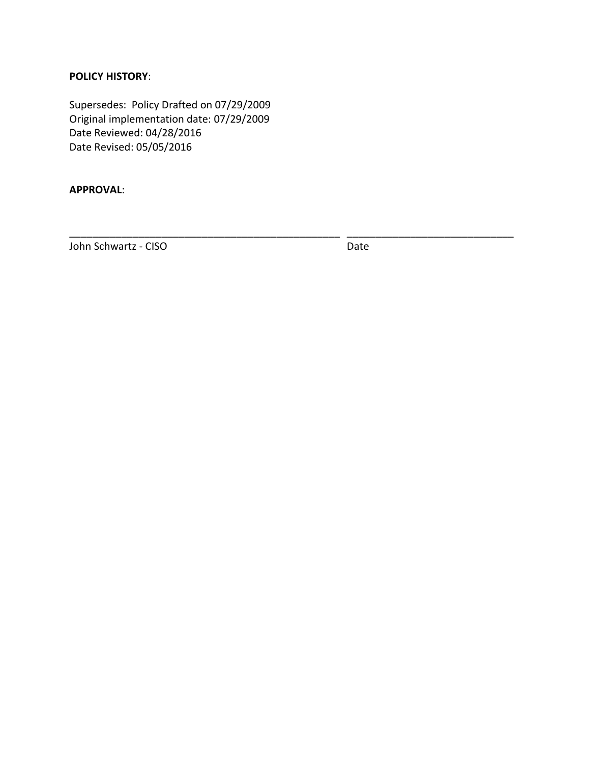**POLICY HISTORY**:

Supersedes: Policy Drafted on 07/29/2009
Original implementation date: 07/29/2009
Date Reviewed: 04/28/2016
Date Revised: 05/05/2016

**APPROVAL**:

\_\_\_\_\_\_\_\_\_\_\_\_\_\_\_\_\_\_\_\_\_\_\_\_\_\_\_\_\_\_\_\_\_\_\_\_\_\_\_\_\_\_\_\_\_\_\_\_\_\_ \_\_\_\_\_\_\_\_\_\_\_\_\_\_\_\_\_\_\_\_\_\_\_\_\_\_\_\_\_\_\_

John Schwartz - CISO Date